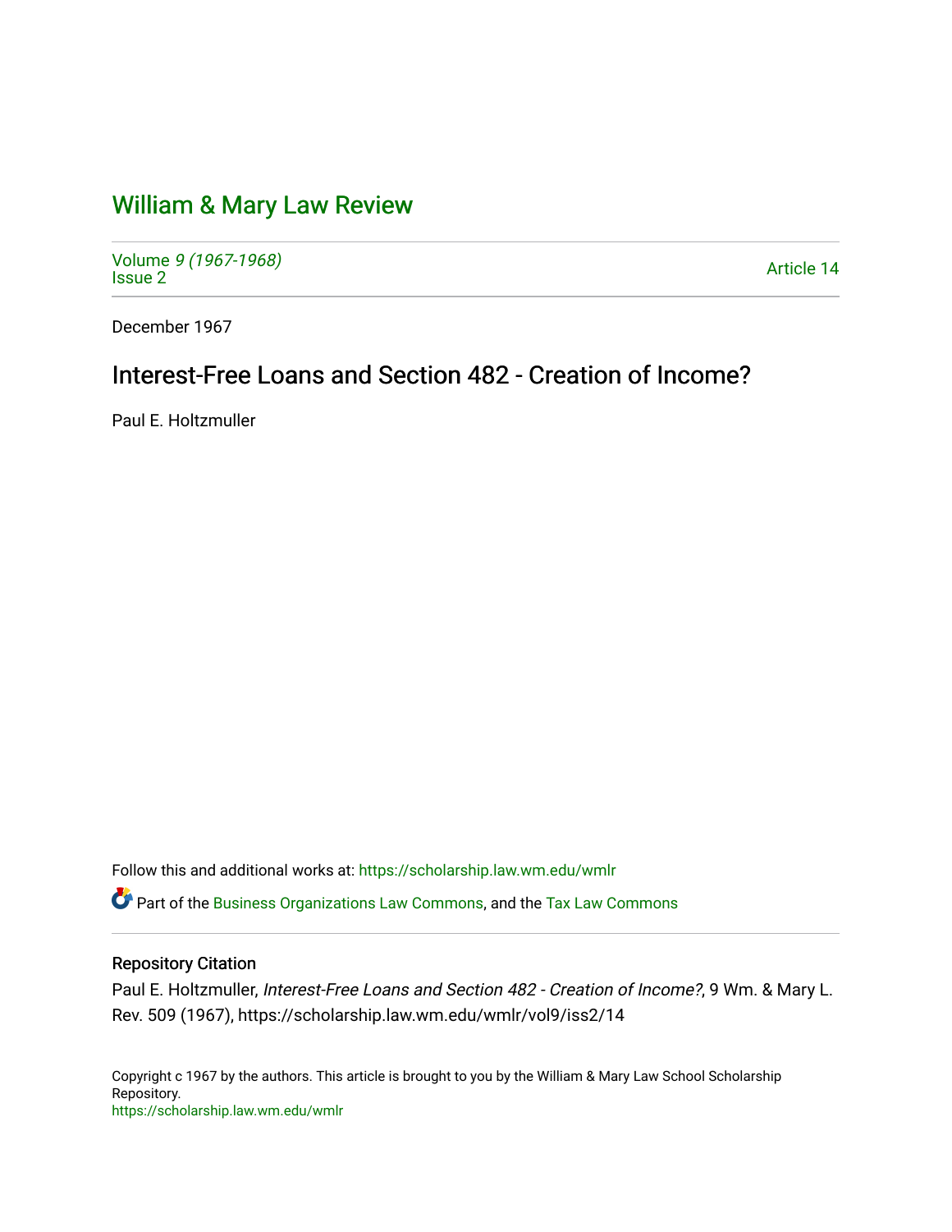# William & Mary Law Review

Volume 9 (1967-1968)
Issue 2

Article 14

December 1967

## Interest-Free Loans and Section 482 - Creation of Income?

Paul E. Holtzmuller

Follow this and additional works at: https://scholarship.law.wm.edu/wmlr

Part of the Business Organizations Law Commons, and the Tax Law Commons

### Repository Citation

Paul E. Holtzmuller, *Interest-Free Loans and Section 482 - Creation of Income?*, 9 Wm. & Mary L. Rev. 509 (1967), https://scholarship.law.wm.edu/wmlr/vol9/iss2/14

Copyright c 1967 by the authors. This article is brought to you by the William & Mary Law School Scholarship Repository.
https://scholarship.law.wm.edu/wmlr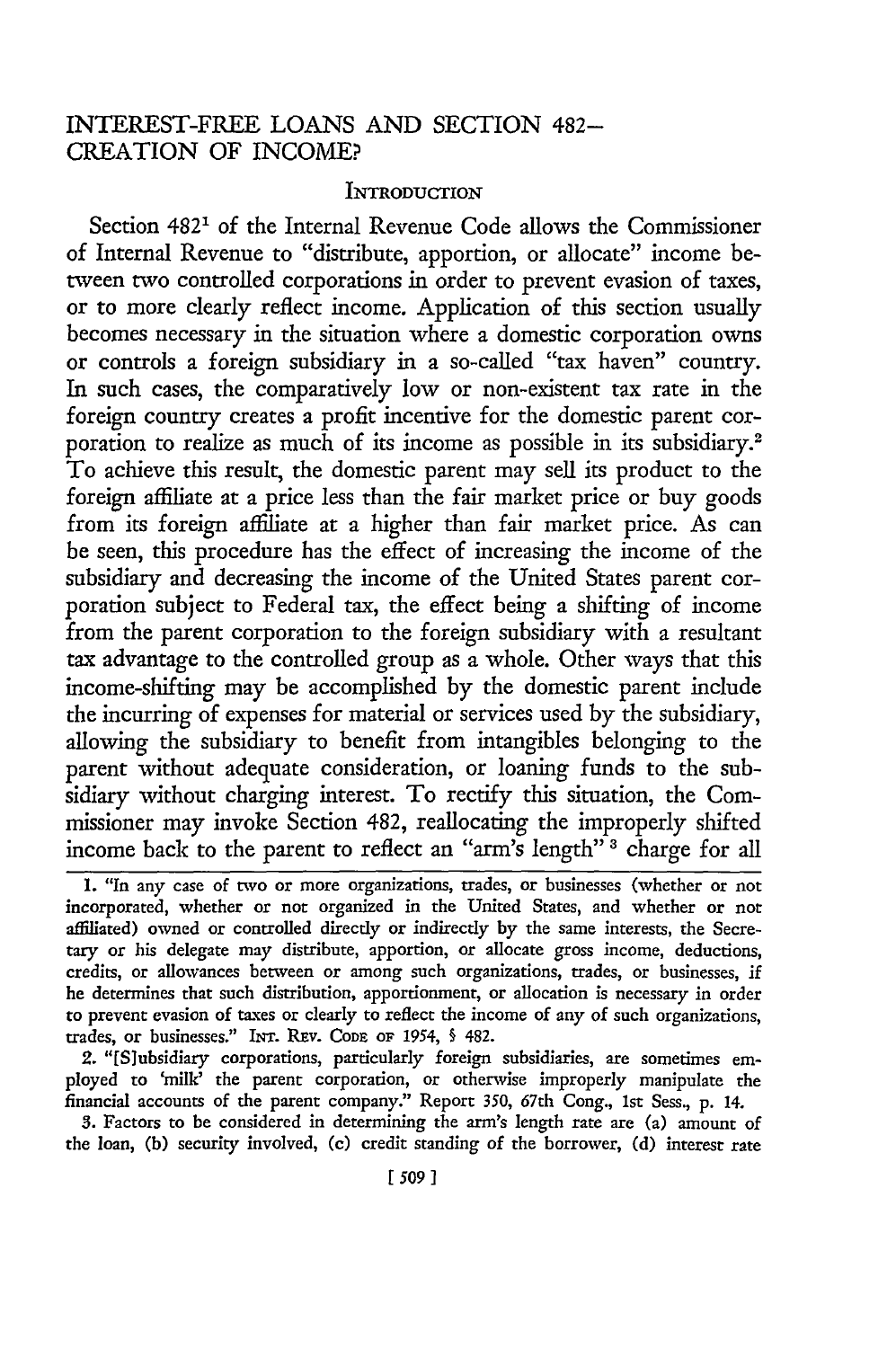# INTEREST-FREE LOANS AND SECTION 482–CREATION OF INCOME?

## INTRODUCTION

Section 482[1] of the Internal Revenue Code allows the Commissioner of Internal Revenue to "distribute, apportion, or allocate" income between two controlled corporations in order to prevent evasion of taxes, or to more clearly reflect income. Application of this section usually becomes necessary in the situation where a domestic corporation owns or controls a foreign subsidiary in a so-called "tax haven" country. In such cases, the comparatively low or non-existent tax rate in the foreign country creates a profit incentive for the domestic parent corporation to realize as much of its income as possible in its subsidiary.[2] To achieve this result, the domestic parent may sell its product to the foreign affiliate at a price less than the fair market price or buy goods from its foreign affiliate at a higher than fair market price. As can be seen, this procedure has the effect of increasing the income of the subsidiary and decreasing the income of the United States parent corporation subject to Federal tax, the effect being a shifting of income from the parent corporation to the foreign subsidiary with a resultant tax advantage to the controlled group as a whole. Other ways that this income-shifting may be accomplished by the domestic parent include the incurring of expenses for material or services used by the subsidiary, allowing the subsidiary to benefit from intangibles belonging to the parent without adequate consideration, or loaning funds to the subsidiary without charging interest. To rectify this situation, the Commissioner may invoke Section 482, reallocating the improperly shifted income back to the parent to reflect an "arm's length"[3] charge for all

---

1. "In any case of two or more organizations, trades, or businesses (whether or not incorporated, whether or not organized in the United States, and whether or not affiliated) owned or controlled directly or indirectly by the same interests, the Secretary or his delegate may distribute, apportion, or allocate gross income, deductions, credits, or allowances between or among such organizations, trades, or businesses, if he determines that such distribution, apportionment, or allocation is necessary in order to prevent evasion of taxes or clearly to reflect the income of any of such organizations, trades, or businesses." INT. REV. CODE OF 1954, § 482.

2. "[S]ubsidiary corporations, particularly foreign subsidiaries, are sometimes employed to 'milk' the parent corporation, or otherwise improperly manipulate the financial accounts of the parent company." Report 350, 67th Cong., 1st Sess., p. 14.

3. Factors to be considered in determining the arm's length rate are (a) amount of the loan, (b) security involved, (c) credit standing of the borrower, (d) interest rate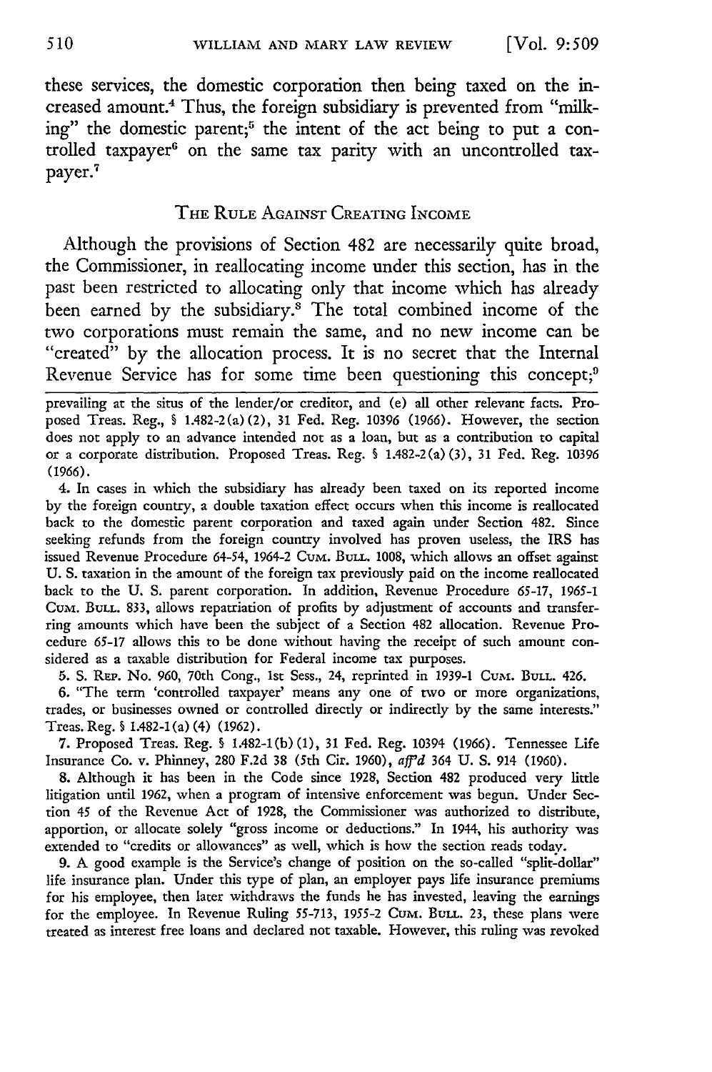these services, the domestic corporation then being taxed on the increased amount.[4] Thus, the foreign subsidiary is prevented from "milking" the domestic parent;[5] the intent of the act being to put a controlled taxpayer[6] on the same tax parity with an uncontrolled taxpayer.[7]

## THE RULE AGAINST CREATING INCOME

Although the provisions of Section 482 are necessarily quite broad, the Commissioner, in reallocating income under this section, has in the past been restricted to allocating only that income which has already been earned by the subsidiary.[8] The total combined income of the two corporations must remain the same, and no new income can be "created" by the allocation process. It is no secret that the Internal Revenue Service has for some time been questioning this concept;[9]

---

prevailing at the situs of the lender/or creditor, and (e) all other relevant facts. Proposed Treas. Reg., § 1.482-2(a)(2), 31 Fed. Reg. 10396 (1966). However, the section does not apply to an advance intended not as a loan, but as a contribution to capital or a corporate distribution. Proposed Treas. Reg. § 1.482-2(a)(3), 31 Fed. Reg. 10396 (1966).

4. In cases in which the subsidiary has already been taxed on its reported income by the foreign country, a double taxation effect occurs when this income is reallocated back to the domestic parent corporation and taxed again under Section 482. Since seeking refunds from the foreign country involved has proven useless, the IRS has issued Revenue Procedure 64-54, 1964-2 CUM. BULL. 1008, which allows an offset against U. S. taxation in the amount of the foreign tax previously paid on the income reallocated back to the U. S. parent corporation. In addition, Revenue Procedure 65-17, 1965-1 CUM. BULL. 833, allows repatriation of profits by adjustment of accounts and transferring amounts which have been the subject of a Section 482 allocation. Revenue Procedure 65-17 allows this to be done without having the receipt of such amount considered as a taxable distribution for Federal income tax purposes.

5. S. REP. No. 960, 70th Cong., 1st Sess., 24, reprinted in 1939-1 CUM. BULL. 426.

6. "The term 'controlled taxpayer' means any one of two or more organizations, trades, or businesses owned or controlled directly or indirectly by the same interests." Treas. Reg. § 1.482-1(a)(4) (1962).

7. Proposed Treas. Reg. § 1.482-1(b)(1), 31 Fed. Reg. 10394 (1966). Tennessee Life Insurance Co. v. Phinney, 280 F.2d 38 (5th Cir. 1960), *aff'd* 364 U. S. 914 (1960).

8. Although it has been in the Code since 1928, Section 482 produced very little litigation until 1962, when a program of intensive enforcement was begun. Under Section 45 of the Revenue Act of 1928, the Commissioner was authorized to distribute, apportion, or allocate solely "gross income or deductions." In 1944, his authority was extended to "credits or allowances" as well, which is how the section reads today.

9. A good example is the Service's change of position on the so-called "split-dollar" life insurance plan. Under this type of plan, an employer pays life insurance premiums for his employee, then later withdraws the funds he has invested, leaving the earnings for the employee. In Revenue Ruling 55-713, 1955-2 CUM. BULL. 23, these plans were treated as interest free loans and declared not taxable. However, this ruling was revoked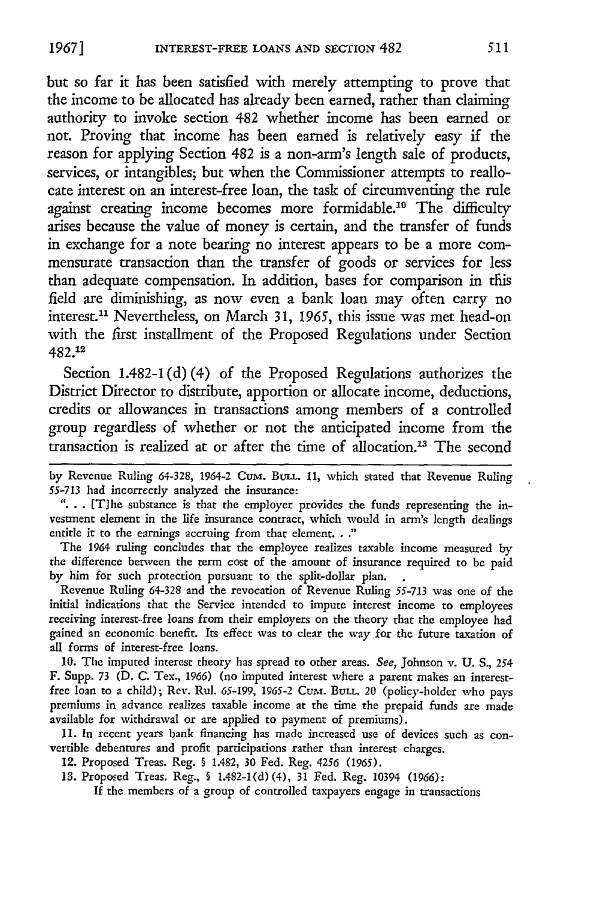but so far it has been satisfied with merely attempting to prove that the income to be allocated has already been earned, rather than claiming authority to invoke section 482 whether income has been earned or not. Proving that income has been earned is relatively easy if the reason for applying Section 482 is a non-arm's length sale of products, services, or intangibles; but when the Commissioner attempts to reallocate interest on an interest-free loan, the task of circumventing the rule against creating income becomes more formidable.[10] The difficulty arises because the value of money is certain, and the transfer of funds in exchange for a note bearing no interest appears to be a more commensurate transaction than the transfer of goods or services for less than adequate compensation. In addition, bases for comparison in this field are diminishing, as now even a bank loan may often carry no interest.[11] Nevertheless, on March 31, 1965, this issue was met head-on with the first installment of the Proposed Regulations under Section 482.[12]

Section 1.482-1(d)(4) of the Proposed Regulations authorizes the District Director to distribute, apportion or allocate income, deductions, credits or allowances in transactions among members of a controlled group regardless of whether or not the anticipated income from the transaction is realized at or after the time of allocation.[13] The second

---

by Revenue Ruling 64-328, 1964-2 CUM. BULL. 11, which stated that Revenue Ruling 55-713 had incorrectly analyzed the insurance:

"... [T]he substance is that the employer provides the funds representing the investment element in the life insurance contract, which would in arm's length dealings entitle it to the earnings accruing from that element. . ."

The 1964 ruling concludes that the employee realizes taxable income measured by the difference between the term cost of the amount of insurance required to be paid by him for such protection pursuant to the split-dollar plan.

Revenue Ruling 64-328 and the revocation of Revenue Ruling 55-713 was one of the initial indications that the Service intended to impute interest income to employees receiving interest-free loans from their employers on the theory that the employee had gained an economic benefit. Its effect was to clear the way for the future taxation of all forms of interest-free loans.

10. The imputed interest theory has spread to other areas. *See,* Johnson v. U. S., 254 F. Supp. 73 (D. C. Tex., 1966) (no imputed interest where a parent makes an interest-free loan to a child); Rev. Rul. 65-199, 1965-2 CUM. BULL. 20 (policy-holder who pays premiums in advance realizes taxable income at the time the prepaid funds are made available for withdrawal or are applied to payment of premiums).

11. In recent years bank financing has made increased use of devices such as convertible debentures and profit participations rather than interest charges.

12. Proposed Treas. Reg. § 1.482, 30 Fed. Reg. 4256 (1965).

13. Proposed Treas. Reg., § 1.482-1(d)(4), 31 Fed. Reg. 10394 (1966):

If the members of a group of controlled taxpayers engage in transactions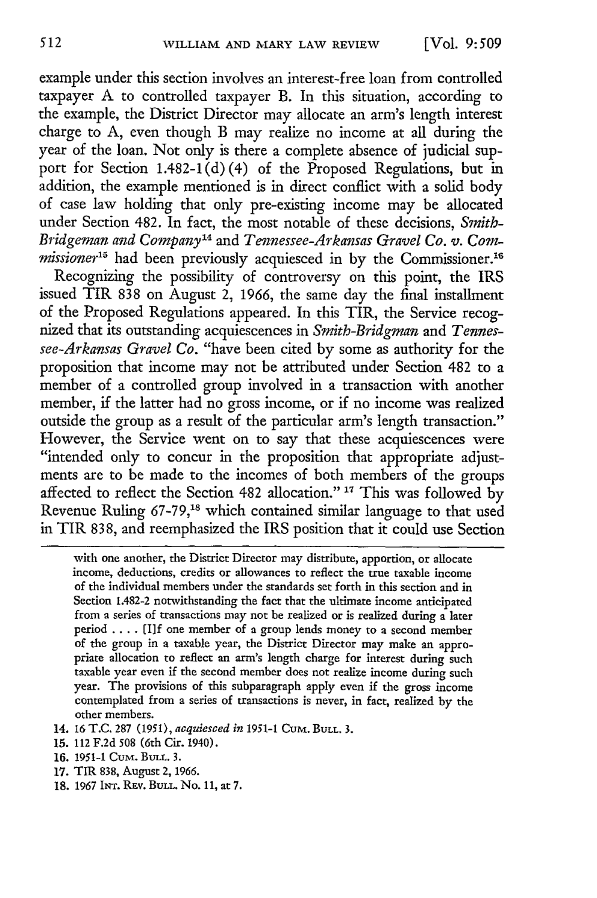example under this section involves an interest-free loan from controlled taxpayer A to controlled taxpayer B. In this situation, according to the example, the District Director may allocate an arm's length interest charge to A, even though B may realize no income at all during the year of the loan. Not only is there a complete absence of judicial support for Section 1.482-1(d)(4) of the Proposed Regulations, but in addition, the example mentioned is in direct conflict with a solid body of case law holding that only pre-existing income may be allocated under Section 482. In fact, the most notable of these decisions, *Smith-Bridgeman and Company*[14] and *Tennessee-Arkansas Gravel Co. v. Commissioner*[15] had been previously acquiesced in by the Commissioner.[16]

Recognizing the possibility of controversy on this point, the IRS issued TIR 838 on August 2, 1966, the same day the final installment of the Proposed Regulations appeared. In this TIR, the Service recognized that its outstanding acquiescences in *Smith-Bridgman* and *Tennessee-Arkansas Gravel Co.* "have been cited by some as authority for the proposition that income may not be attributed under Section 482 to a member of a controlled group involved in a transaction with another member, if the latter had no gross income, or if no income was realized outside the group as a result of the particular arm's length transaction." However, the Service went on to say that these acquiescences were "intended only to concur in the proposition that appropriate adjustments are to be made to the incomes of both members of the groups affected to reflect the Section 482 allocation." [17] This was followed by Revenue Ruling 67-79,[18] which contained similar language to that used in TIR 838, and reemphasized the IRS position that it could use Section

---

with one another, the District Director may distribute, apportion, or allocate income, deductions, credits or allowances to reflect the true taxable income of the individual members under the standards set forth in this section and in Section 1.482-2 notwithstanding the fact that the ultimate income anticipated from a series of transactions may not be realized or is realized during a later period . . . . [I]f one member of a group lends money to a second member of the group in a taxable year, the District Director may make an appropriate allocation to reflect an arm's length charge for interest during such taxable year even if the second member does not realize income during such year. The provisions of this subparagraph apply even if the gross income contemplated from a series of transactions is never, in fact, realized by the other members.

14. 16 T.C. 287 (1951), *acquiesced in* 1951-1 CUM. BULL. 3.
15. 112 F.2d 508 (6th Cir. 1940).
16. 1951-1 CUM. BULL. 3.
17. TIR 838, August 2, 1966.
18. 1967 INT. REV. BULL. No. 11, at 7.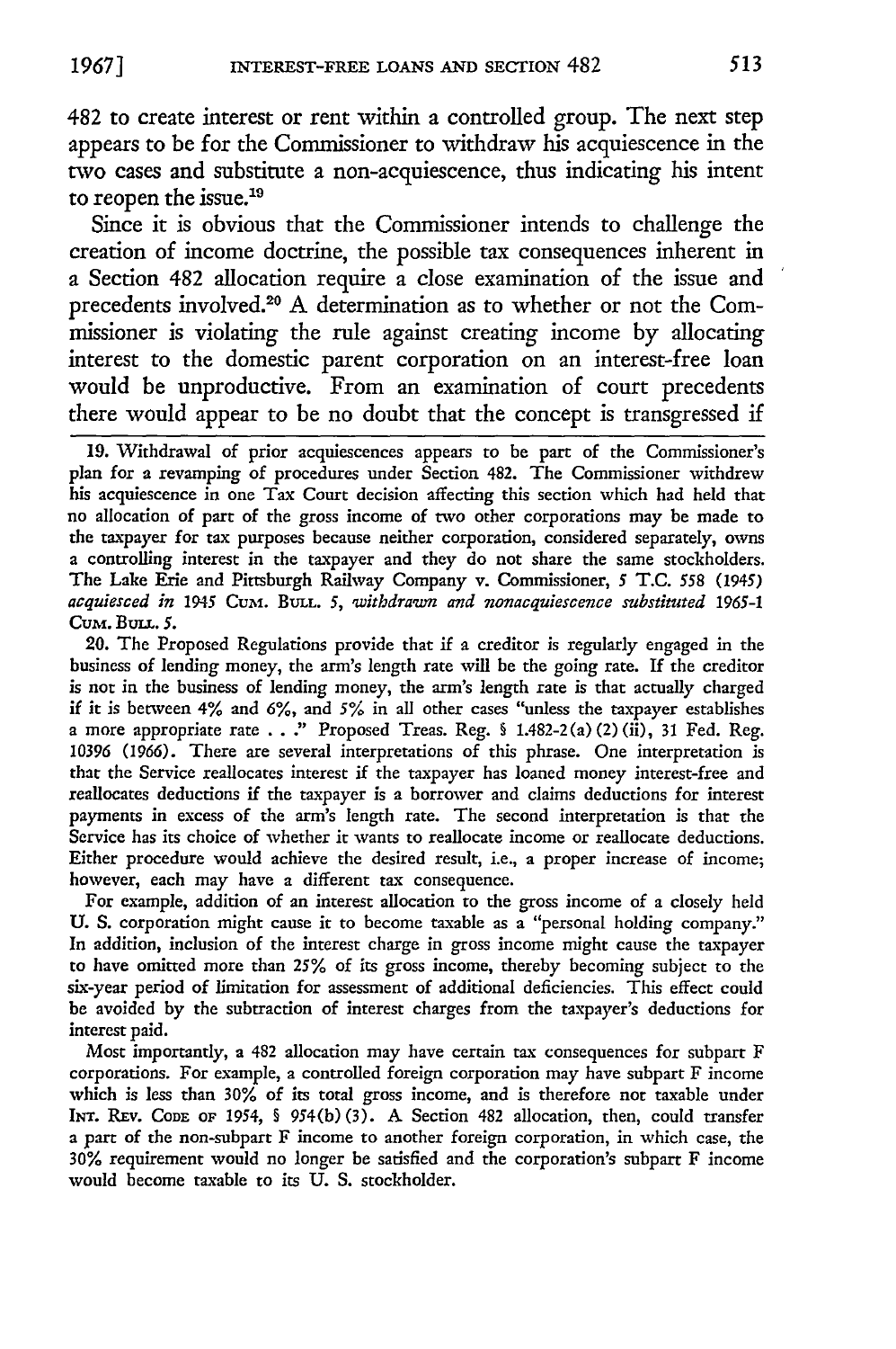482 to create interest or rent within a controlled group. The next step appears to be for the Commissioner to withdraw his acquiescence in the two cases and substitute a non-acquiescence, thus indicating his intent to reopen the issue.[19]

Since it is obvious that the Commissioner intends to challenge the creation of income doctrine, the possible tax consequences inherent in a Section 482 allocation require a close examination of the issue and precedents involved.[20] A determination as to whether or not the Commissioner is violating the rule against creating income by allocating interest to the domestic parent corporation on an interest-free loan would be unproductive. From an examination of court precedents there would appear to be no doubt that the concept is transgressed if

---

19. Withdrawal of prior acquiescences appears to be part of the Commissioner's plan for a revamping of procedures under Section 482. The Commissioner withdrew his acquiescence in one Tax Court decision affecting this section which had held that no allocation of part of the gross income of two other corporations may be made to the taxpayer for tax purposes because neither corporation, considered separately, owns a controlling interest in the taxpayer and they do not share the same stockholders. The Lake Erie and Pittsburgh Railway Company v. Commissioner, 5 T.C. 558 (1945) *acquiesced in* 1945 CUM. BULL. 5, *withdrawn and nonacquiescence substituted* 1965-1 CUM. BULL. 5.

20. The Proposed Regulations provide that if a creditor is regularly engaged in the business of lending money, the arm's length rate will be the going rate. If the creditor is not in the business of lending money, the arm's length rate is that actually charged if it is between 4% and 6%, and 5% in all other cases "unless the taxpayer establishes a more appropriate rate . . ." Proposed Treas. Reg. § 1.482-2(a)(2)(ii), 31 Fed. Reg. 10396 (1966). There are several interpretations of this phrase. One interpretation is that the Service reallocates interest if the taxpayer has loaned money interest-free and reallocates deductions if the taxpayer is a borrower and claims deductions for interest payments in excess of the arm's length rate. The second interpretation is that the Service has its choice of whether it wants to reallocate income or reallocate deductions. Either procedure would achieve the desired result, i.e., a proper increase of income; however, each may have a different tax consequence.

For example, addition of an interest allocation to the gross income of a closely held U. S. corporation might cause it to become taxable as a "personal holding company." In addition, inclusion of the interest charge in gross income might cause the taxpayer to have omitted more than 25% of its gross income, thereby becoming subject to the six-year period of limitation for assessment of additional deficiencies. This effect could be avoided by the subtraction of interest charges from the taxpayer's deductions for interest paid.

Most importantly, a 482 allocation may have certain tax consequences for subpart F corporations. For example, a controlled foreign corporation may have subpart F income which is less than 30% of its total gross income, and is therefore not taxable under INT. REV. CODE OF 1954, § 954(b)(3). A Section 482 allocation, then, could transfer a part of the non-subpart F income to another foreign corporation, in which case, the 30% requirement would no longer be satisfied and the corporation's subpart F income would become taxable to its U. S. stockholder.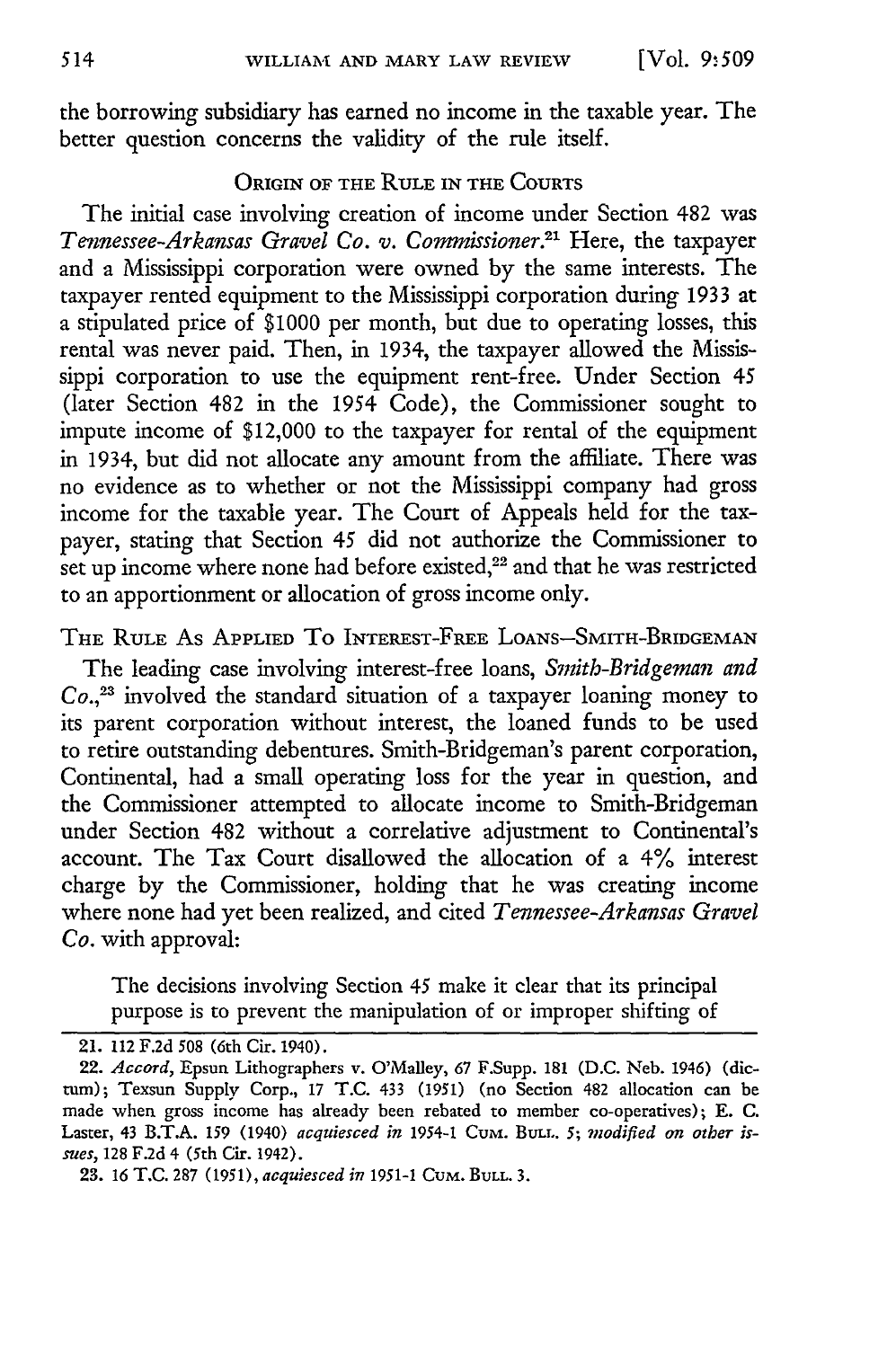the borrowing subsidiary has earned no income in the taxable year. The better question concerns the validity of the rule itself.

## ORIGIN OF THE RULE IN THE COURTS

The initial case involving creation of income under Section 482 was *Tennessee-Arkansas Gravel Co. v. Commissioner*.[21] Here, the taxpayer and a Mississippi corporation were owned by the same interests. The taxpayer rented equipment to the Mississippi corporation during 1933 at a stipulated price of $1000 per month, but due to operating losses, this rental was never paid. Then, in 1934, the taxpayer allowed the Mississippi corporation to use the equipment rent-free. Under Section 45 (later Section 482 in the 1954 Code), the Commissioner sought to impute income of $12,000 to the taxpayer for rental of the equipment in 1934, but did not allocate any amount from the affiliate. There was no evidence as to whether or not the Mississippi company had gross income for the taxable year. The Court of Appeals held for the taxpayer, stating that Section 45 did not authorize the Commissioner to set up income where none had before existed,[22] and that he was restricted to an apportionment or allocation of gross income only.

## THE RULE AS APPLIED TO INTEREST-FREE LOANS—SMITH-BRIDGEMAN

The leading case involving interest-free loans, *Smith-Bridgeman and Co.*,[23] involved the standard situation of a taxpayer loaning money to its parent corporation without interest, the loaned funds to be used to retire outstanding debentures. Smith-Bridgeman's parent corporation, Continental, had a small operating loss for the year in question, and the Commissioner attempted to allocate income to Smith-Bridgeman under Section 482 without a correlative adjustment to Continental's account. The Tax Court disallowed the allocation of a 4% interest charge by the Commissioner, holding that he was creating income where none had yet been realized, and cited *Tennessee-Arkansas Gravel Co.* with approval:

> The decisions involving Section 45 make it clear that its principal purpose is to prevent the manipulation of or improper shifting of

---

21. 112 F.2d 508 (6th Cir. 1940).

22. *Accord*, Epsun Lithographers v. O'Malley, 67 F.Supp. 181 (D.C. Neb. 1946) (dictum); Texsun Supply Corp., 17 T.C. 433 (1951) (no Section 482 allocation can be made when gross income has already been rebated to member co-operatives); E. C. Laster, 43 B.T.A. 159 (1940) *acquiesced in* 1954-1 CUM. BULL. 5; *modified on other issues*, 128 F.2d 4 (5th Cir. 1942).

23. 16 T.C. 287 (1951), *acquiesced in* 1951-1 CUM. BULL. 3.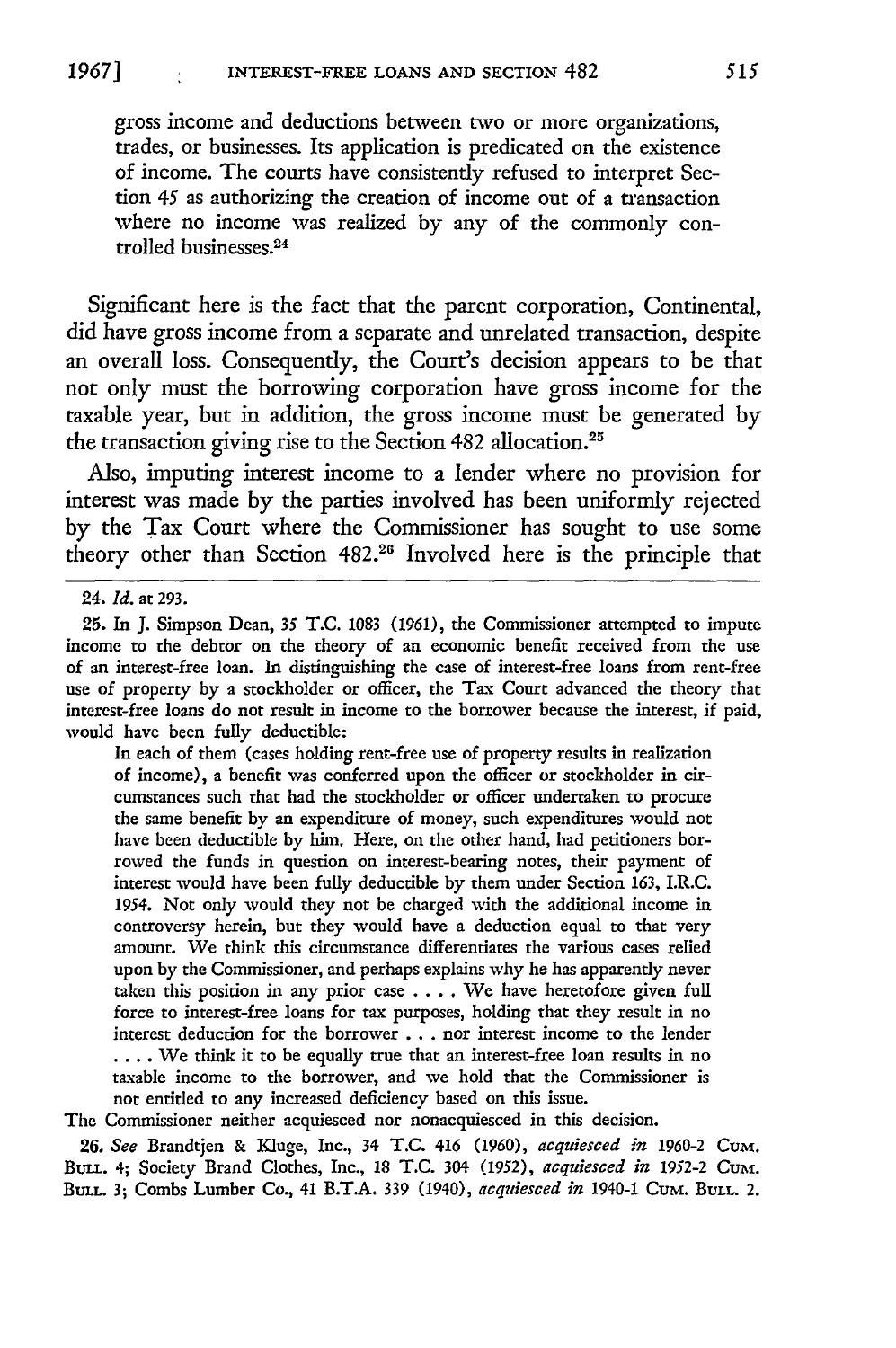> gross income and deductions between two or more organizations, trades, or businesses. Its application is predicated on the existence of income. The courts have consistently refused to interpret Section 45 as authorizing the creation of income out of a transaction where no income was realized by any of the commonly controlled businesses.[24]

Significant here is the fact that the parent corporation, Continental, did have gross income from a separate and unrelated transaction, despite an overall loss. Consequently, the Court's decision appears to be that not only must the borrowing corporation have gross income for the taxable year, but in addition, the gross income must be generated by the transaction giving rise to the Section 482 allocation.[25]

Also, imputing interest income to a lender where no provision for interest was made by the parties involved has been uniformly rejected by the Tax Court where the Commissioner has sought to use some theory other than Section 482.[26] Involved here is the principle that

---

24. *Id.* at 293.

25. In J. Simpson Dean, 35 T.C. 1083 (1961), the Commissioner attempted to impute income to the debtor on the theory of an economic benefit received from the use of an interest-free loan. In distinguishing the case of interest-free loans from rent-free use of property by a stockholder or officer, the Tax Court advanced the theory that interest-free loans do not result in income to the borrower because the interest, if paid, would have been fully deductible:

> In each of them (cases holding rent-free use of property results in realization of income), a benefit was conferred upon the officer or stockholder in circumstances such that had the stockholder or officer undertaken to procure the same benefit by an expenditure of money, such expenditures would not have been deductible by him. Here, on the other hand, had petitioners borrowed the funds in question on interest-bearing notes, their payment of interest would have been fully deductible by them under Section 163, I.R.C. 1954. Not only would they not be charged with the additional income in controversy herein, but they would have a deduction equal to that very amount. We think this circumstance differentiates the various cases relied upon by the Commissioner, and perhaps explains why he has apparently never taken this position in any prior case .... We have heretofore given full force to interest-free loans for tax purposes, holding that they result in no interest deduction for the borrower ... nor interest income to the lender .... We think it to be equally true that an interest-free loan results in no taxable income to the borrower, and we hold that the Commissioner is not entitled to any increased deficiency based on this issue.

The Commissioner neither acquiesced nor nonacquiesced in this decision.

26. *See* Brandtjen & Kluge, Inc., 34 T.C. 416 (1960), *acquiesced in* 1960-2 CUM. BULL. 4; Society Brand Clothes, Inc., 18 T.C. 304 (1952), *acquiesced in* 1952-2 CUM. BULL. 3; Combs Lumber Co., 41 B.T.A. 339 (1940), *acquiesced in* 1940-1 CUM. BULL. 2.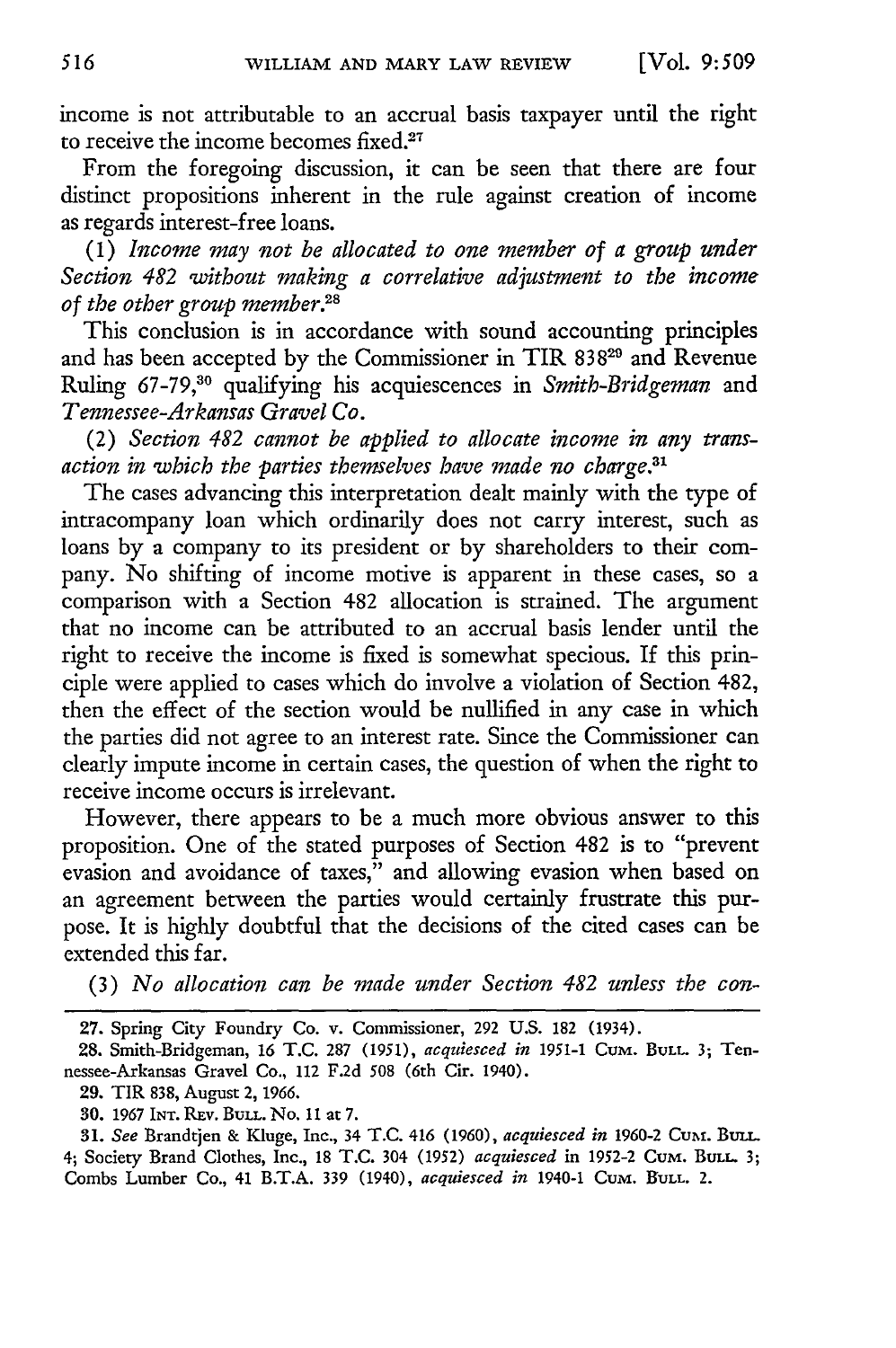income is not attributable to an accrual basis taxpayer until the right to receive the income becomes fixed.[27]

From the foregoing discussion, it can be seen that there are four distinct propositions inherent in the rule against creation of income as regards interest-free loans.

(1) *Income may not be allocated to one member of a group under Section 482 without making a correlative adjustment to the income of the other group member.*[28]

This conclusion is in accordance with sound accounting principles and has been accepted by the Commissioner in TIR 838[29] and Revenue Ruling 67-79,[30] qualifying his acquiescences in *Smith-Bridgeman* and *Tennessee-Arkansas Gravel Co.*

(2) *Section 482 cannot be applied to allocate income in any transaction in which the parties themselves have made no charge.*[31]

The cases advancing this interpretation dealt mainly with the type of intracompany loan which ordinarily does not carry interest, such as loans by a company to its president or by shareholders to their company. No shifting of income motive is apparent in these cases, so a comparison with a Section 482 allocation is strained. The argument that no income can be attributed to an accrual basis lender until the right to receive the income is fixed is somewhat specious. If this principle were applied to cases which do involve a violation of Section 482, then the effect of the section would be nullified in any case in which the parties did not agree to an interest rate. Since the Commissioner can clearly impute income in certain cases, the question of when the right to receive income occurs is irrelevant.

However, there appears to be a much more obvious answer to this proposition. One of the stated purposes of Section 482 is to "prevent evasion and avoidance of taxes," and allowing evasion when based on an agreement between the parties would certainly frustrate this purpose. It is highly doubtful that the decisions of the cited cases can be extended this far.

(3) *No allocation can be made under Section 482 unless the con-*

---

27. Spring City Foundry Co. v. Commissioner, 292 U.S. 182 (1934).

28. Smith-Bridgeman, 16 T.C. 287 (1951), *acquiesced in* 1951-1 CUM. BULL. 3; Tennessee-Arkansas Gravel Co., 112 F.2d 508 (6th Cir. 1940).

29. TIR 838, August 2, 1966.

30. 1967 INT. REV. BULL. No. 11 at 7.

31. *See* Brandtjen & Kluge, Inc., 34 T.C. 416 (1960), *acquiesced in* 1960-2 CUM. BULL. 4; Society Brand Clothes, Inc., 18 T.C. 304 (1952) *acquiesced* in 1952-2 CUM. BULL. 3; Combs Lumber Co., 41 B.T.A. 339 (1940), *acquiesced in* 1940-1 CUM. BULL. 2.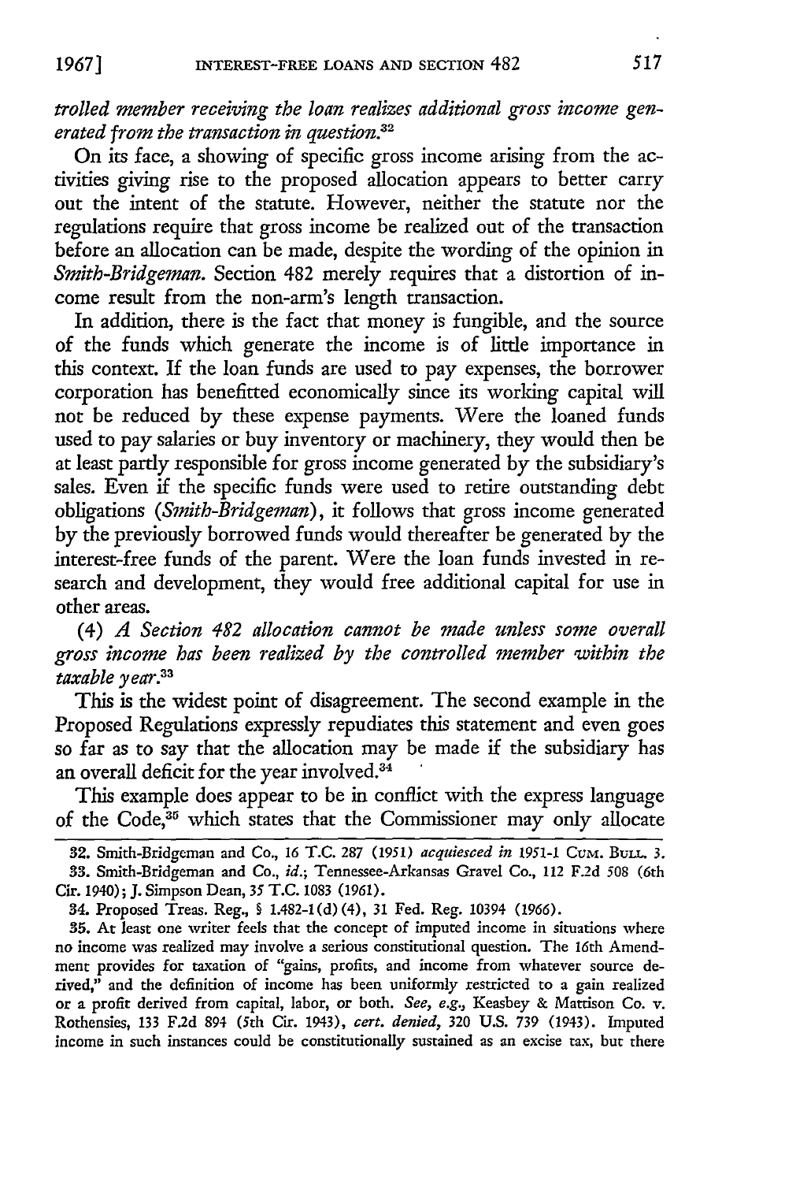*trolled member receiving the loan realizes additional gross income generated from the transaction in question.*[32]

On its face, a showing of specific gross income arising from the activities giving rise to the proposed allocation appears to better carry out the intent of the statute. However, neither the statute nor the regulations require that gross income be realized out of the transaction before an allocation can be made, despite the wording of the opinion in *Smith-Bridgeman.* Section 482 merely requires that a distortion of income result from the non-arm's length transaction.

In addition, there is the fact that money is fungible, and the source of the funds which generate the income is of little importance in this context. If the loan funds are used to pay expenses, the borrower corporation has benefitted economically since its working capital will not be reduced by these expense payments. Were the loaned funds used to pay salaries or buy inventory or machinery, they would then be at least partly responsible for gross income generated by the subsidiary's sales. Even if the specific funds were used to retire outstanding debt obligations (*Smith-Bridgeman*), it follows that gross income generated by the previously borrowed funds would thereafter be generated by the interest-free funds of the parent. Were the loan funds invested in research and development, they would free additional capital for use in other areas.

(4) *A Section 482 allocation cannot be made unless some overall gross income has been realized by the controlled member within the taxable year.*[33]

This is the widest point of disagreement. The second example in the Proposed Regulations expressly repudiates this statement and even goes so far as to say that the allocation may be made if the subsidiary has an overall deficit for the year involved.[34]

This example does appear to be in conflict with the express language of the Code,[35] which states that the Commissioner may only allocate

---

32. Smith-Bridgeman and Co., 16 T.C. 287 (1951) *acquiesced in* 1951-1 CUM. BULL. 3.

33. Smith-Bridgeman and Co., *id.*; Tennessee-Arkansas Gravel Co., 112 F.2d 508 (6th Cir. 1940); J. Simpson Dean, 35 T.C. 1083 (1961).

34. Proposed Treas. Reg., § 1.482-1(d)(4), 31 Fed. Reg. 10394 (1966).

35. At least one writer feels that the concept of imputed income in situations where no income was realized may involve a serious constitutional question. The 16th Amendment provides for taxation of "gains, profits, and income from whatever source derived," and the definition of income has been uniformly restricted to a gain realized or a profit derived from capital, labor, or both. *See, e.g.,* Keasbey & Mattison Co. v. Rothensies, 133 F.2d 894 (5th Cir. 1943), *cert. denied,* 320 U.S. 739 (1943). Imputed income in such instances could be constitutionally sustained as an excise tax, but there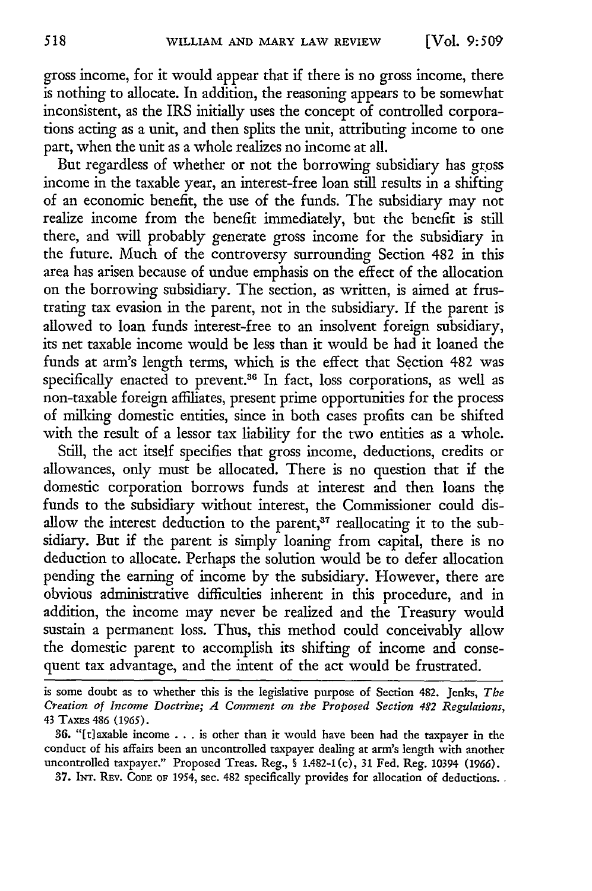gross income, for it would appear that if there is no gross income, there is nothing to allocate. In addition, the reasoning appears to be somewhat inconsistent, as the IRS initially uses the concept of controlled corporations acting as a unit, and then splits the unit, attributing income to one part, when the unit as a whole realizes no income at all.

But regardless of whether or not the borrowing subsidiary has gross income in the taxable year, an interest-free loan still results in a shifting of an economic benefit, the use of the funds. The subsidiary may not realize income from the benefit immediately, but the benefit is still there, and will probably generate gross income for the subsidiary in the future. Much of the controversy surrounding Section 482 in this area has arisen because of undue emphasis on the effect of the allocation on the borrowing subsidiary. The section, as written, is aimed at frustrating tax evasion in the parent, not in the subsidiary. If the parent is allowed to loan funds interest-free to an insolvent foreign subsidiary, its net taxable income would be less than it would be had it loaned the funds at arm's length terms, which is the effect that Section 482 was specifically enacted to prevent.[36] In fact, loss corporations, as well as non-taxable foreign affiliates, present prime opportunities for the process of milking domestic entities, since in both cases profits can be shifted with the result of a lessor tax liability for the two entities as a whole.

Still, the act itself specifies that gross income, deductions, credits or allowances, only must be allocated. There is no question that if the domestic corporation borrows funds at interest and then loans the funds to the subsidiary without interest, the Commissioner could disallow the interest deduction to the parent,[37] reallocating it to the subsidiary. But if the parent is simply loaning from capital, there is no deduction to allocate. Perhaps the solution would be to defer allocation pending the earning of income by the subsidiary. However, there are obvious administrative difficulties inherent in this procedure, and in addition, the income may never be realized and the Treasury would sustain a permanent loss. Thus, this method could conceivably allow the domestic parent to accomplish its shifting of income and consequent tax advantage, and the intent of the act would be frustrated.

---

is some doubt as to whether this is the legislative purpose of Section 482. Jenks, *The Creation of Income Doctrine; A Comment on the Proposed Section 482 Regulations*, 43 TAXES 486 (1965).

36. "[t]axable income . . . is other than it would have been had the taxpayer in the conduct of his affairs been an uncontrolled taxpayer dealing at arm's length with another uncontrolled taxpayer." Proposed Treas. Reg., § 1.482-1(c), 31 Fed. Reg. 10394 (1966).

37. INT. REV. CODE OF 1954, sec. 482 specifically provides for allocation of deductions.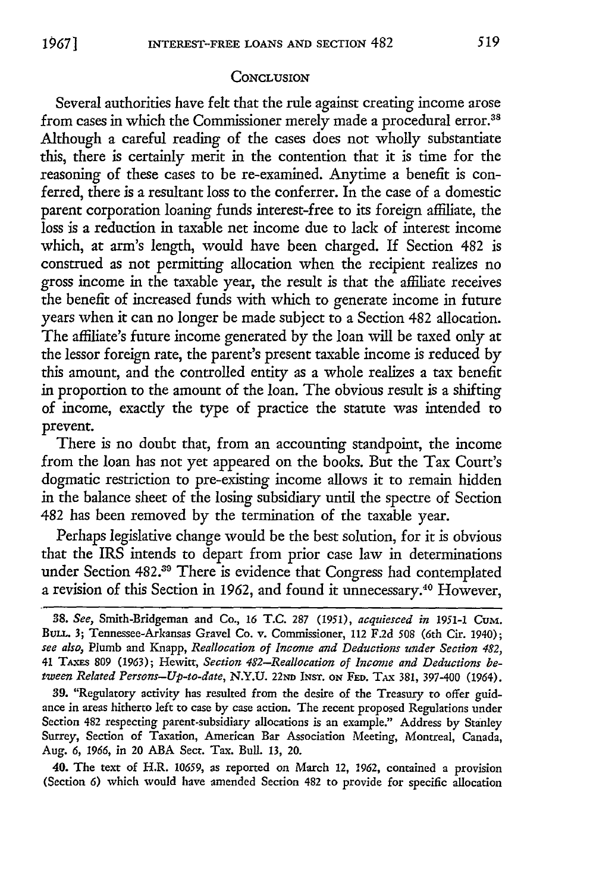## CONCLUSION

Several authorities have felt that the rule against creating income arose from cases in which the Commissioner merely made a procedural error.[38] Although a careful reading of the cases does not wholly substantiate this, there is certainly merit in the contention that it is time for the reasoning of these cases to be re-examined. Anytime a benefit is conferred, there is a resultant loss to the conferrer. In the case of a domestic parent corporation loaning funds interest-free to its foreign affiliate, the loss is a reduction in taxable net income due to lack of interest income which, at arm's length, would have been charged. If Section 482 is construed as not permitting allocation when the recipient realizes no gross income in the taxable year, the result is that the affiliate receives the benefit of increased funds with which to generate income in future years when it can no longer be made subject to a Section 482 allocation. The affiliate's future income generated by the loan will be taxed only at the lessor foreign rate, the parent's present taxable income is reduced by this amount, and the controlled entity as a whole realizes a tax benefit in proportion to the amount of the loan. The obvious result is a shifting of income, exactly the type of practice the statute was intended to prevent.

There is no doubt that, from an accounting standpoint, the income from the loan has not yet appeared on the books. But the Tax Court's dogmatic restriction to pre-existing income allows it to remain hidden in the balance sheet of the losing subsidiary until the spectre of Section 482 has been removed by the termination of the taxable year.

Perhaps legislative change would be the best solution, for it is obvious that the IRS intends to depart from prior case law in determinations under Section 482.[39] There is evidence that Congress had contemplated a revision of this Section in 1962, and found it unnecessary.[40] However,

---

38. *See*, Smith-Bridgeman and Co., 16 T.C. 287 (1951), *acquiesced in* 1951-1 CUM. BULL. 3; Tennessee-Arkansas Gravel Co. v. Commissioner, 112 F.2d 508 (6th Cir. 1940); *see also*, Plumb and Knapp, *Reallocation of Income and Deductions under Section 482*, 41 TAXES 809 (1963); Hewitt, *Section 482–Reallocation of Income and Deductions between Related Persons–Up-to-date*, N.Y.U. 22ND INST. ON FED. TAX 381, 397-400 (1964).

39. "Regulatory activity has resulted from the desire of the Treasury to offer guidance in areas hitherto left to case by case action. The recent proposed Regulations under Section 482 respecting parent-subsidiary allocations is an example." Address by Stanley Surrey, Section of Taxation, American Bar Association Meeting, Montreal, Canada, Aug. 6, 1966, in 20 ABA Sect. Tax. Bull. 13, 20.

40. The text of H.R. 10659, as reported on March 12, 1962, contained a provision (Section 6) which would have amended Section 482 to provide for specific allocation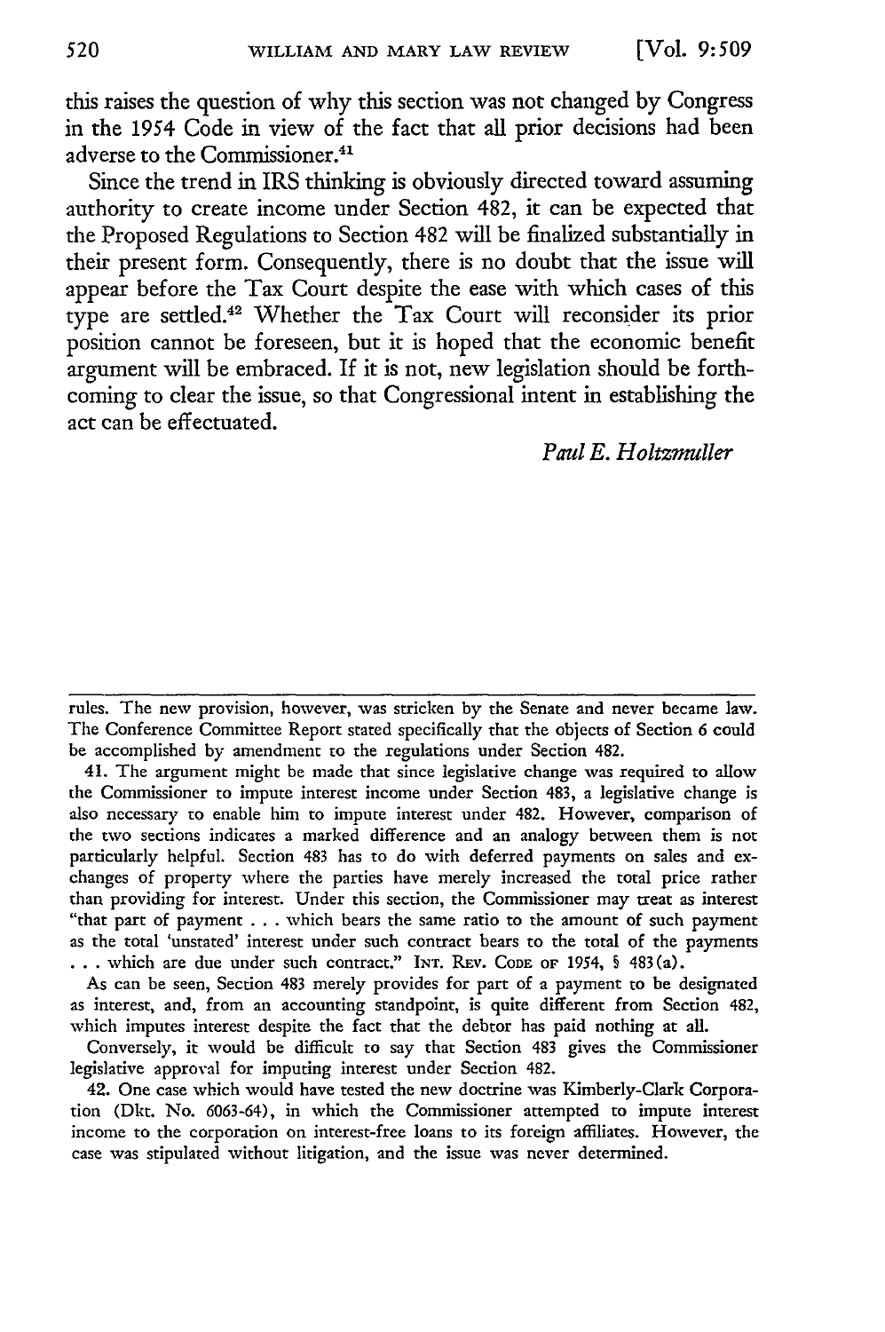this raises the question of why this section was not changed by Congress in the 1954 Code in view of the fact that all prior decisions had been adverse to the Commissioner.[41]

Since the trend in IRS thinking is obviously directed toward assuming authority to create income under Section 482, it can be expected that the Proposed Regulations to Section 482 will be finalized substantially in their present form. Consequently, there is no doubt that the issue will appear before the Tax Court despite the ease with which cases of this type are settled.[42] Whether the Tax Court will reconsider its prior position cannot be foreseen, but it is hoped that the economic benefit argument will be embraced. If it is not, new legislation should be forthcoming to clear the issue, so that Congressional intent in establishing the act can be effectuated.

*Paul E. Holtzmuller*

---

rules. The new provision, however, was stricken by the Senate and never became law. The Conference Committee Report stated specifically that the objects of Section 6 could be accomplished by amendment to the regulations under Section 482.

41. The argument might be made that since legislative change was required to allow the Commissioner to impute interest income under Section 483, a legislative change is also necessary to enable him to impute interest under 482. However, comparison of the two sections indicates a marked difference and an analogy between them is not particularly helpful. Section 483 has to do with deferred payments on sales and exchanges of property where the parties have merely increased the total price rather than providing for interest. Under this section, the Commissioner may treat as interest "that part of payment . . . which bears the same ratio to the amount of such payment as the total 'unstated' interest under such contract bears to the total of the payments . . . which are due under such contract." INT. REV. CODE OF 1954, § 483(a).

As can be seen, Section 483 merely provides for part of a payment to be designated as interest, and, from an accounting standpoint, is quite different from Section 482, which imputes interest despite the fact that the debtor has paid nothing at all.

Conversely, it would be difficult to say that Section 483 gives the Commissioner legislative approval for imputing interest under Section 482.

42. One case which would have tested the new doctrine was Kimberly-Clark Corporation (Dkt. No. 6063-64), in which the Commissioner attempted to impute interest income to the corporation on interest-free loans to its foreign affiliates. However, the case was stipulated without litigation, and the issue was never determined.